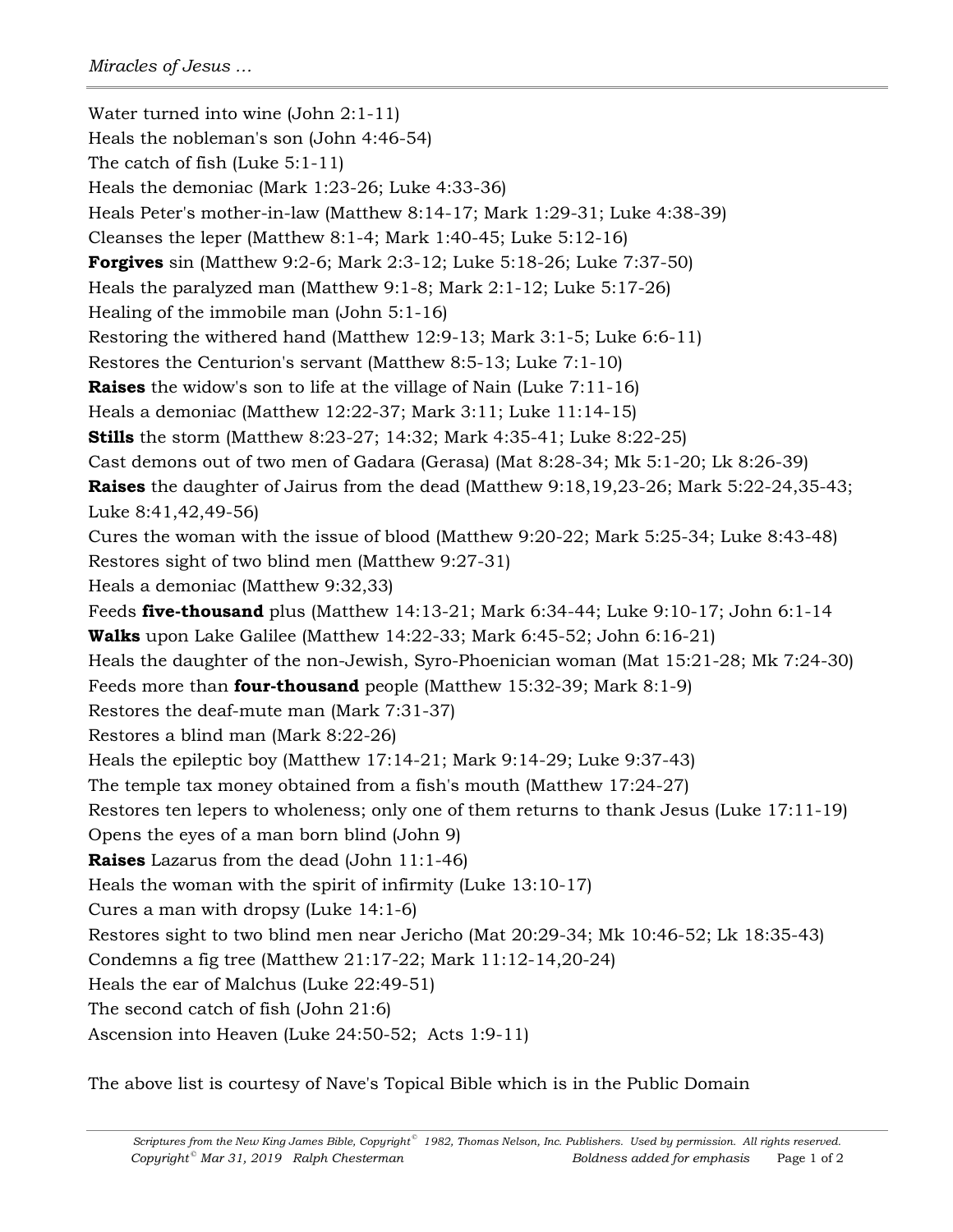Water turned into wine (John 2:1-11)

Heals the nobleman's son (John 4:46-54)

The catch of fish (Luke 5:1-11)

Heals the demoniac (Mark 1:23-26; Luke 4:33-36)

Heals Peter's mother-in-law (Matthew 8:14-17; Mark 1:29-31; Luke 4:38-39)

Cleanses the leper (Matthew 8:1-4; Mark 1:40-45; Luke 5:12-16)

**Forgives** sin (Matthew 9:2-6; Mark 2:3-12; Luke 5:18-26; Luke 7:37-50)

Heals the paralyzed man (Matthew 9:1-8; Mark 2:1-12; Luke 5:17-26)

Healing of the immobile man (John 5:1-16)

Restoring the withered hand (Matthew 12:9-13; Mark 3:1-5; Luke 6:6-11)

Restores the Centurion's servant (Matthew 8:5-13; Luke 7:1-10)

**Raises** the widow's son to life at the village of Nain (Luke 7:11-16)

Heals a demoniac (Matthew 12:22-37; Mark 3:11; Luke 11:14-15)

**Stills** the storm (Matthew 8:23-27; 14:32; Mark 4:35-41; Luke 8:22-25)

Cast demons out of two men of Gadara (Gerasa) (Mat 8:28-34; Mk 5:1-20; Lk 8:26-39)

**Raises** the daughter of Jairus from the dead (Matthew 9:18,19,23-26; Mark 5:22-24,35-43; Luke 8:41,42,49-56)

Cures the woman with the issue of blood (Matthew 9:20-22; Mark 5:25-34; Luke 8:43-48)

Restores sight of two blind men (Matthew 9:27-31)

Heals a demoniac (Matthew 9:32,33)

Feeds **five-thousand** plus (Matthew 14:13-21; Mark 6:34-44; Luke 9:10-17; John 6:1-14

**Walks** upon Lake Galilee (Matthew 14:22-33; Mark 6:45-52; John 6:16-21)

Heals the daughter of the non-Jewish, Syro-Phoenician woman (Mat 15:21-28; Mk 7:24-30)

Feeds more than **four-thousand** people (Matthew 15:32-39; Mark 8:1-9)

Restores the deaf-mute man (Mark 7:31-37)

Restores a blind man (Mark 8:22-26)

Heals the epileptic boy (Matthew 17:14-21; Mark 9:14-29; Luke 9:37-43)

The temple tax money obtained from a fish's mouth (Matthew 17:24-27)

Restores ten lepers to wholeness; only one of them returns to thank Jesus (Luke 17:11-19)

Opens the eyes of a man born blind (John 9)

**Raises** Lazarus from the dead (John 11:1-46)

Heals the woman with the spirit of infirmity (Luke 13:10-17)

Cures a man with dropsy (Luke 14:1-6)

Restores sight to two blind men near Jericho (Mat 20:29-34; Mk 10:46-52; Lk 18:35-43)

Condemns a fig tree (Matthew 21:17-22; Mark 11:12-14,20-24)

Heals the ear of Malchus (Luke 22:49-51)

The second catch of fish (John 21:6)

Ascension into Heaven (Luke 24:50-52; Acts 1:9-11)

The above list is courtesy of Nave's Topical Bible which is in the Public Domain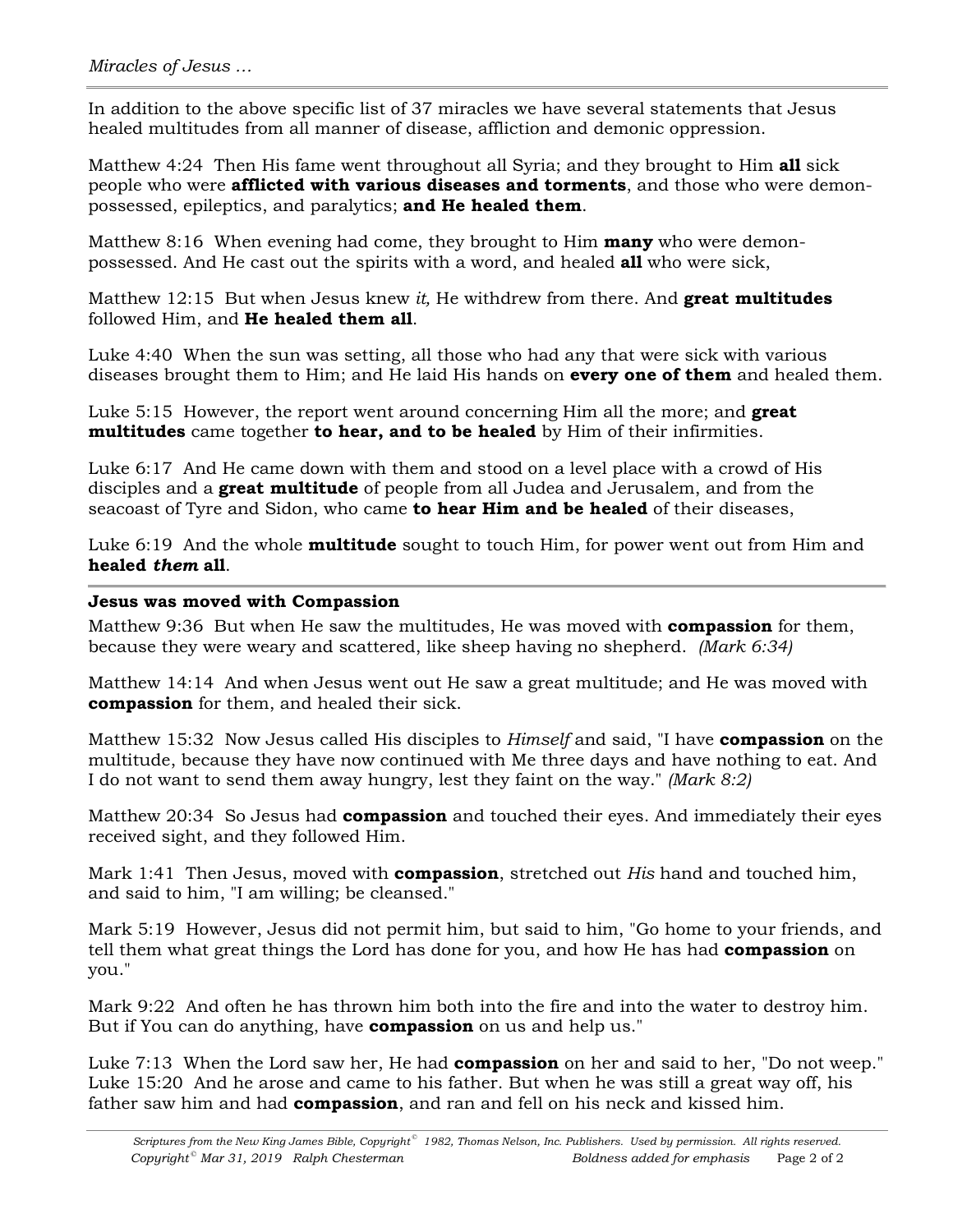In addition to the above specific list of 37 miracles we have several statements that Jesus healed multitudes from all manner of disease, affliction and demonic oppression.

Matthew 4:24 Then His fame went throughout all Syria; and they brought to Him **all** sick people who were **afflicted with various diseases and torments**, and those who were demon-possessed, epileptics, and paralytics; **and He healed them**.

Matthew 8:16 When evening had come, they brought to Him **many** who were demon-possessed. And He cast out the spirits with a word, and healed **all** who were sick,

Matthew 12:15 But when Jesus knew *it,* He withdrew from there. And **great multitudes** followed Him, and **He healed them all**.

Luke 4:40 When the sun was setting, all those who had any that were sick with various diseases brought them to Him; and He laid His hands on **every one of them** and healed them.

Luke 5:15 However, the report went around concerning Him all the more; and **great multitudes** came together **to hear, and to be healed** by Him of their infirmities.

Luke 6:17 And He came down with them and stood on a level place with a crowd of His disciples and a **great multitude** of people from all Judea and Jerusalem, and from the seacoast of Tyre and Sidon, who came **to hear Him and be healed** of their diseases,

Luke 6:19 And the whole **multitude** sought to touch Him, for power went out from Him and **healed *them* all**.

### Jesus was moved with Compassion

Matthew 9:36 But when He saw the multitudes, He was moved with **compassion** for them, because they were weary and scattered, like sheep having no shepherd. *(Mark 6:34)*

Matthew 14:14 And when Jesus went out He saw a great multitude; and He was moved with **compassion** for them, and healed their sick.

Matthew 15:32 Now Jesus called His disciples to *Himself* and said, "I have **compassion** on the multitude, because they have now continued with Me three days and have nothing to eat. And I do not want to send them away hungry, lest they faint on the way." *(Mark 8:2)*

Matthew 20:34 So Jesus had **compassion** and touched their eyes. And immediately their eyes received sight, and they followed Him.

Mark 1:41 Then Jesus, moved with **compassion**, stretched out *His* hand and touched him, and said to him, "I am willing; be cleansed."

Mark 5:19 However, Jesus did not permit him, but said to him, "Go home to your friends, and tell them what great things the Lord has done for you, and how He has had **compassion** on you."

Mark 9:22 And often he has thrown him both into the fire and into the water to destroy him. But if You can do anything, have **compassion** on us and help us."

Luke 7:13 When the Lord saw her, He had **compassion** on her and said to her, "Do not weep."
Luke 15:20 And he arose and came to his father. But when he was still a great way off, his father saw him and had **compassion**, and ran and fell on his neck and kissed him.

*Scriptures from the New King James Bible, Copyright© 1982, Thomas Nelson, Inc. Publishers. Used by permission. All rights reserved.*
*Copyright© Mar 31, 2019 Ralph Chesterman* *Boldness added for emphasis*